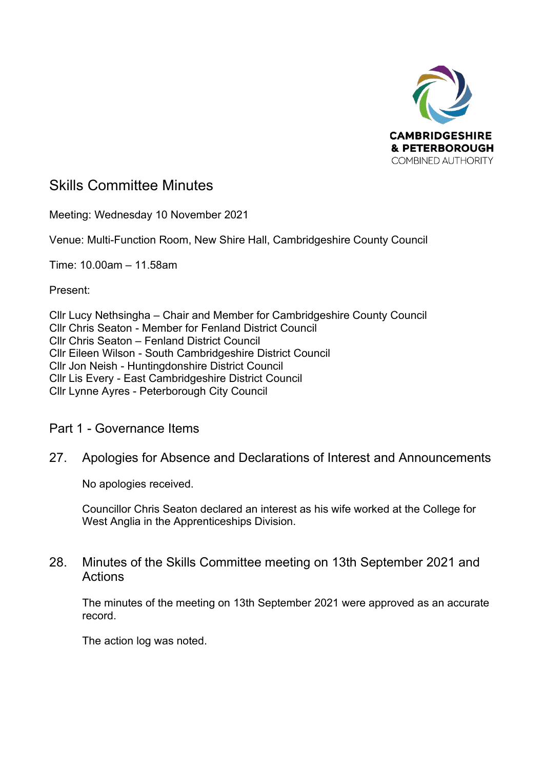CAMBRIDGESHIRE & PETERBOROUGH COMBINED AUTHORITY

# Skills Committee Minutes

Meeting: Wednesday 10 November 2021

Venue: Multi-Function Room, New Shire Hall, Cambridgeshire County Council

Time: 10.00am – 11.58am

Present:

Cllr Lucy Nethsingha – Chair and Member for Cambridgeshire County Council
Cllr Chris Seaton - Member for Fenland District Council
Cllr Chris Seaton – Fenland District Council
Cllr Eileen Wilson - South Cambridgeshire District Council
Cllr Jon Neish - Huntingdonshire District Council
Cllr Lis Every - East Cambridgeshire District Council
Cllr Lynne Ayres - Peterborough City Council

## Part 1 - Governance Items

### 27. Apologies for Absence and Declarations of Interest and Announcements

No apologies received.

Councillor Chris Seaton declared an interest as his wife worked at the College for West Anglia in the Apprenticeships Division.

### 28. Minutes of the Skills Committee meeting on 13th September 2021 and Actions

The minutes of the meeting on 13th September 2021 were approved as an accurate record.

The action log was noted.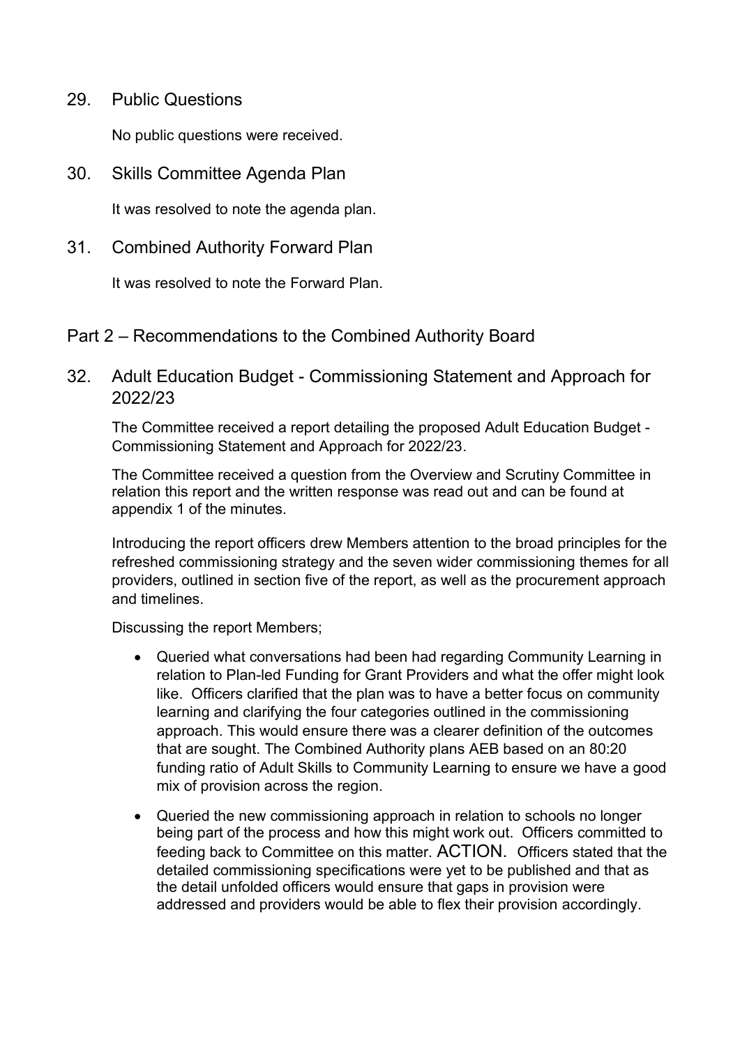## 29. Public Questions

No public questions were received.

## 30. Skills Committee Agenda Plan

It was resolved to note the agenda plan.

## 31. Combined Authority Forward Plan

It was resolved to note the Forward Plan.

# Part 2 – Recommendations to the Combined Authority Board

## 32. Adult Education Budget - Commissioning Statement and Approach for 2022/23

The Committee received a report detailing the proposed Adult Education Budget - Commissioning Statement and Approach for 2022/23.

The Committee received a question from the Overview and Scrutiny Committee in relation this report and the written response was read out and can be found at appendix 1 of the minutes.

Introducing the report officers drew Members attention to the broad principles for the refreshed commissioning strategy and the seven wider commissioning themes for all providers, outlined in section five of the report, as well as the procurement approach and timelines.

Discussing the report Members;

- Queried what conversations had been had regarding Community Learning in relation to Plan-led Funding for Grant Providers and what the offer might look like. Officers clarified that the plan was to have a better focus on community learning and clarifying the four categories outlined in the commissioning approach. This would ensure there was a clearer definition of the outcomes that are sought. The Combined Authority plans AEB based on an 80:20 funding ratio of Adult Skills to Community Learning to ensure we have a good mix of provision across the region.
- Queried the new commissioning approach in relation to schools no longer being part of the process and how this might work out. Officers committed to feeding back to Committee on this matter. ACTION. Officers stated that the detailed commissioning specifications were yet to be published and that as the detail unfolded officers would ensure that gaps in provision were addressed and providers would be able to flex their provision accordingly.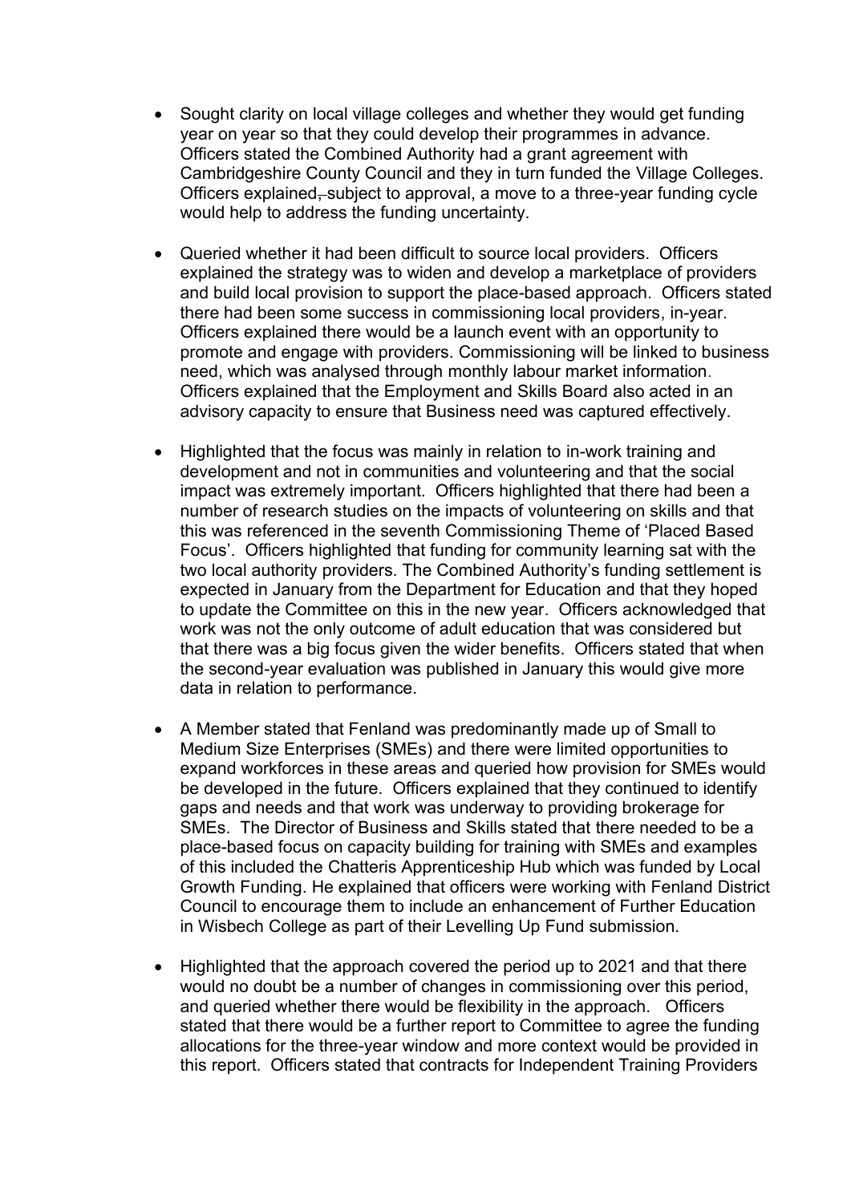- Sought clarity on local village colleges and whether they would get funding year on year so that they could develop their programmes in advance. Officers stated the Combined Authority had a grant agreement with Cambridgeshire County Council and they in turn funded the Village Colleges. Officers explained, subject to approval, a move to a three-year funding cycle would help to address the funding uncertainty.

- Queried whether it had been difficult to source local providers. Officers explained the strategy was to widen and develop a marketplace of providers and build local provision to support the place-based approach. Officers stated there had been some success in commissioning local providers, in-year. Officers explained there would be a launch event with an opportunity to promote and engage with providers. Commissioning will be linked to business need, which was analysed through monthly labour market information. Officers explained that the Employment and Skills Board also acted in an advisory capacity to ensure that Business need was captured effectively.

- Highlighted that the focus was mainly in relation to in-work training and development and not in communities and volunteering and that the social impact was extremely important. Officers highlighted that there had been a number of research studies on the impacts of volunteering on skills and that this was referenced in the seventh Commissioning Theme of 'Placed Based Focus'. Officers highlighted that funding for community learning sat with the two local authority providers. The Combined Authority's funding settlement is expected in January from the Department for Education and that they hoped to update the Committee on this in the new year. Officers acknowledged that work was not the only outcome of adult education that was considered but that there was a big focus given the wider benefits. Officers stated that when the second-year evaluation was published in January this would give more data in relation to performance.

- A Member stated that Fenland was predominantly made up of Small to Medium Size Enterprises (SMEs) and there were limited opportunities to expand workforces in these areas and queried how provision for SMEs would be developed in the future. Officers explained that they continued to identify gaps and needs and that work was underway to providing brokerage for SMEs. The Director of Business and Skills stated that there needed to be a place-based focus on capacity building for training with SMEs and examples of this included the Chatteris Apprenticeship Hub which was funded by Local Growth Funding. He explained that officers were working with Fenland District Council to encourage them to include an enhancement of Further Education in Wisbech College as part of their Levelling Up Fund submission.

- Highlighted that the approach covered the period up to 2021 and that there would no doubt be a number of changes in commissioning over this period, and queried whether there would be flexibility in the approach. Officers stated that there would be a further report to Committee to agree the funding allocations for the three-year window and more context would be provided in this report. Officers stated that contracts for Independent Training Providers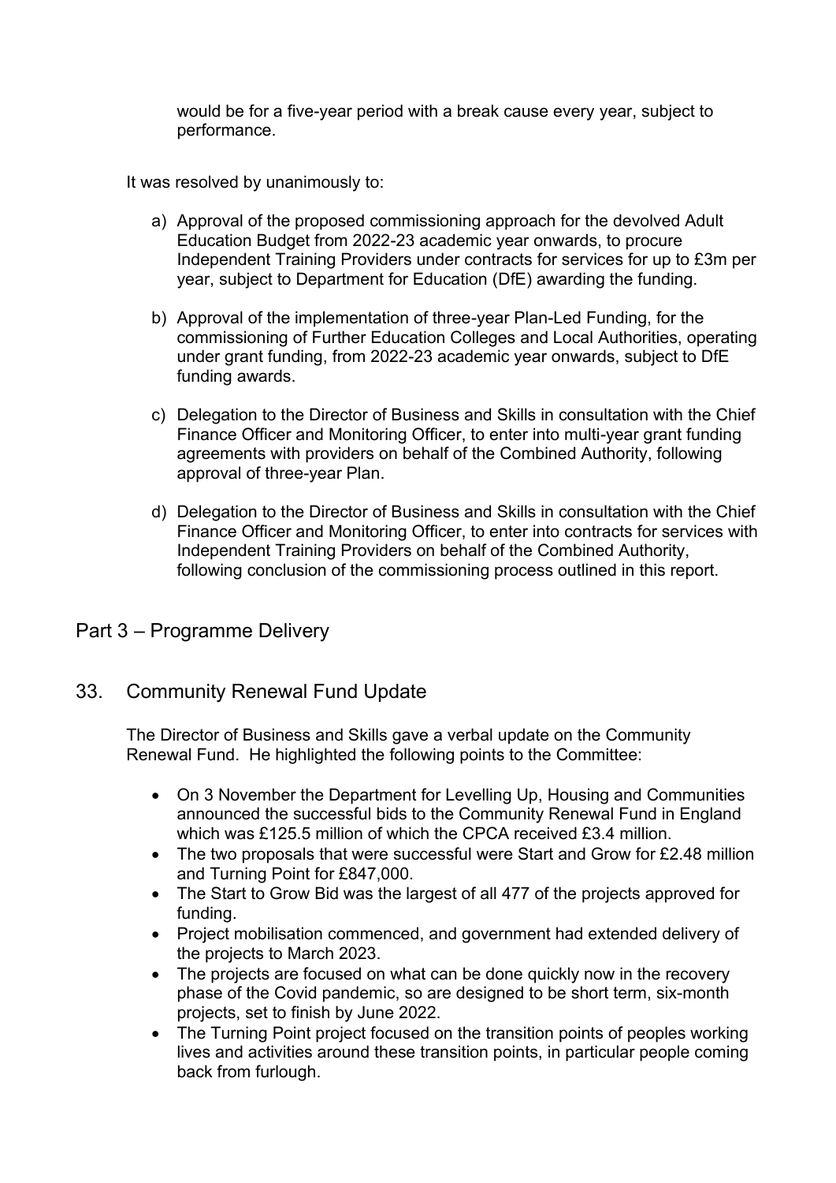would be for a five-year period with a break cause every year, subject to performance.

It was resolved by unanimously to:

a) Approval of the proposed commissioning approach for the devolved Adult Education Budget from 2022-23 academic year onwards, to procure Independent Training Providers under contracts for services for up to £3m per year, subject to Department for Education (DfE) awarding the funding.

b) Approval of the implementation of three-year Plan-Led Funding, for the commissioning of Further Education Colleges and Local Authorities, operating under grant funding, from 2022-23 academic year onwards, subject to DfE funding awards.

c) Delegation to the Director of Business and Skills in consultation with the Chief Finance Officer and Monitoring Officer, to enter into multi-year grant funding agreements with providers on behalf of the Combined Authority, following approval of three-year Plan.

d) Delegation to the Director of Business and Skills in consultation with the Chief Finance Officer and Monitoring Officer, to enter into contracts for services with Independent Training Providers on behalf of the Combined Authority, following conclusion of the commissioning process outlined in this report.

## Part 3 – Programme Delivery

## 33. Community Renewal Fund Update

The Director of Business and Skills gave a verbal update on the Community Renewal Fund. He highlighted the following points to the Committee:

- On 3 November the Department for Levelling Up, Housing and Communities announced the successful bids to the Community Renewal Fund in England which was £125.5 million of which the CPCA received £3.4 million.
- The two proposals that were successful were Start and Grow for £2.48 million and Turning Point for £847,000.
- The Start to Grow Bid was the largest of all 477 of the projects approved for funding.
- Project mobilisation commenced, and government had extended delivery of the projects to March 2023.
- The projects are focused on what can be done quickly now in the recovery phase of the Covid pandemic, so are designed to be short term, six-month projects, set to finish by June 2022.
- The Turning Point project focused on the transition points of peoples working lives and activities around these transition points, in particular people coming back from furlough.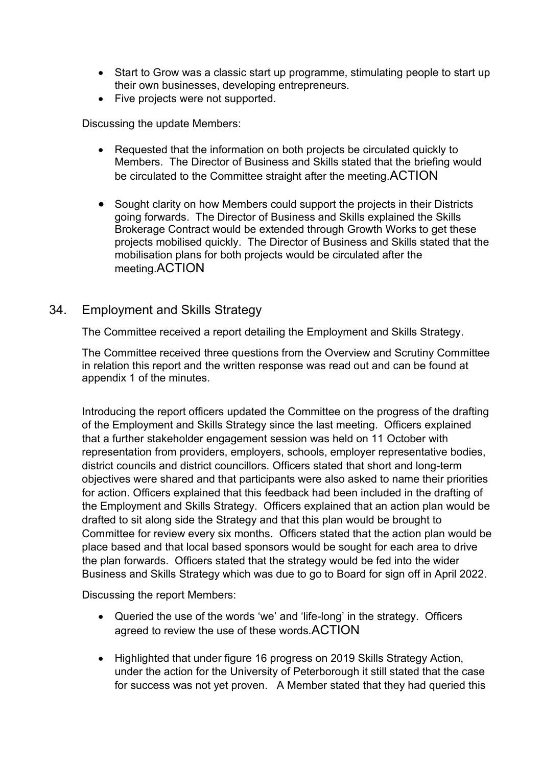- Start to Grow was a classic start up programme, stimulating people to start up their own businesses, developing entrepreneurs.
- Five projects were not supported.

Discussing the update Members:

- Requested that the information on both projects be circulated quickly to Members. The Director of Business and Skills stated that the briefing would be circulated to the Committee straight after the meeting.ACTION

- Sought clarity on how Members could support the projects in their Districts going forwards. The Director of Business and Skills explained the Skills Brokerage Contract would be extended through Growth Works to get these projects mobilised quickly. The Director of Business and Skills stated that the mobilisation plans for both projects would be circulated after the meeting.ACTION

## 34. Employment and Skills Strategy

The Committee received a report detailing the Employment and Skills Strategy.

The Committee received three questions from the Overview and Scrutiny Committee in relation this report and the written response was read out and can be found at appendix 1 of the minutes.

Introducing the report officers updated the Committee on the progress of the drafting of the Employment and Skills Strategy since the last meeting. Officers explained that a further stakeholder engagement session was held on 11 October with representation from providers, employers, schools, employer representative bodies, district councils and district councillors. Officers stated that short and long-term objectives were shared and that participants were also asked to name their priorities for action. Officers explained that this feedback had been included in the drafting of the Employment and Skills Strategy. Officers explained that an action plan would be drafted to sit along side the Strategy and that this plan would be brought to Committee for review every six months. Officers stated that the action plan would be place based and that local based sponsors would be sought for each area to drive the plan forwards. Officers stated that the strategy would be fed into the wider Business and Skills Strategy which was due to go to Board for sign off in April 2022.

Discussing the report Members:

- Queried the use of the words 'we' and 'life-long' in the strategy. Officers agreed to review the use of these words.ACTION

- Highlighted that under figure 16 progress on 2019 Skills Strategy Action, under the action for the University of Peterborough it still stated that the case for success was not yet proven. A Member stated that they had queried this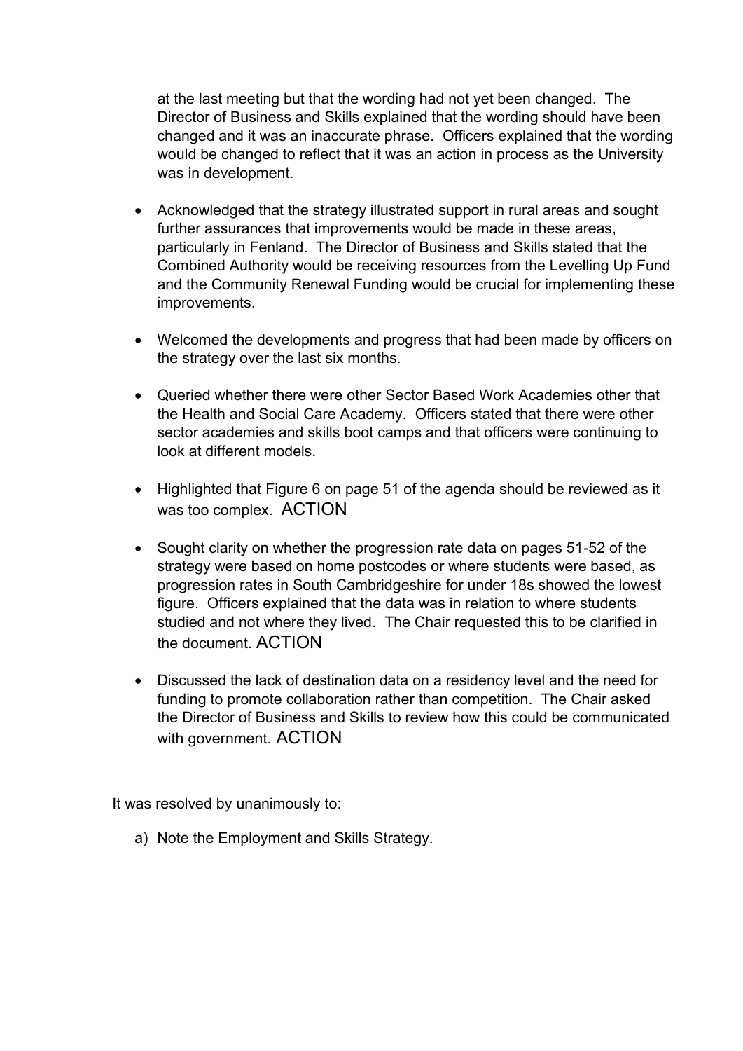at the last meeting but that the wording had not yet been changed. The Director of Business and Skills explained that the wording should have been changed and it was an inaccurate phrase. Officers explained that the wording would be changed to reflect that it was an action in process as the University was in development.

- Acknowledged that the strategy illustrated support in rural areas and sought further assurances that improvements would be made in these areas, particularly in Fenland. The Director of Business and Skills stated that the Combined Authority would be receiving resources from the Levelling Up Fund and the Community Renewal Funding would be crucial for implementing these improvements.

- Welcomed the developments and progress that had been made by officers on the strategy over the last six months.

- Queried whether there were other Sector Based Work Academies other that the Health and Social Care Academy. Officers stated that there were other sector academies and skills boot camps and that officers were continuing to look at different models.

- Highlighted that Figure 6 on page 51 of the agenda should be reviewed as it was too complex. ACTION

- Sought clarity on whether the progression rate data on pages 51-52 of the strategy were based on home postcodes or where students were based, as progression rates in South Cambridgeshire for under 18s showed the lowest figure. Officers explained that the data was in relation to where students studied and not where they lived. The Chair requested this to be clarified in the document. ACTION

- Discussed the lack of destination data on a residency level and the need for funding to promote collaboration rather than competition. The Chair asked the Director of Business and Skills to review how this could be communicated with government. ACTION

It was resolved by unanimously to:

a) Note the Employment and Skills Strategy.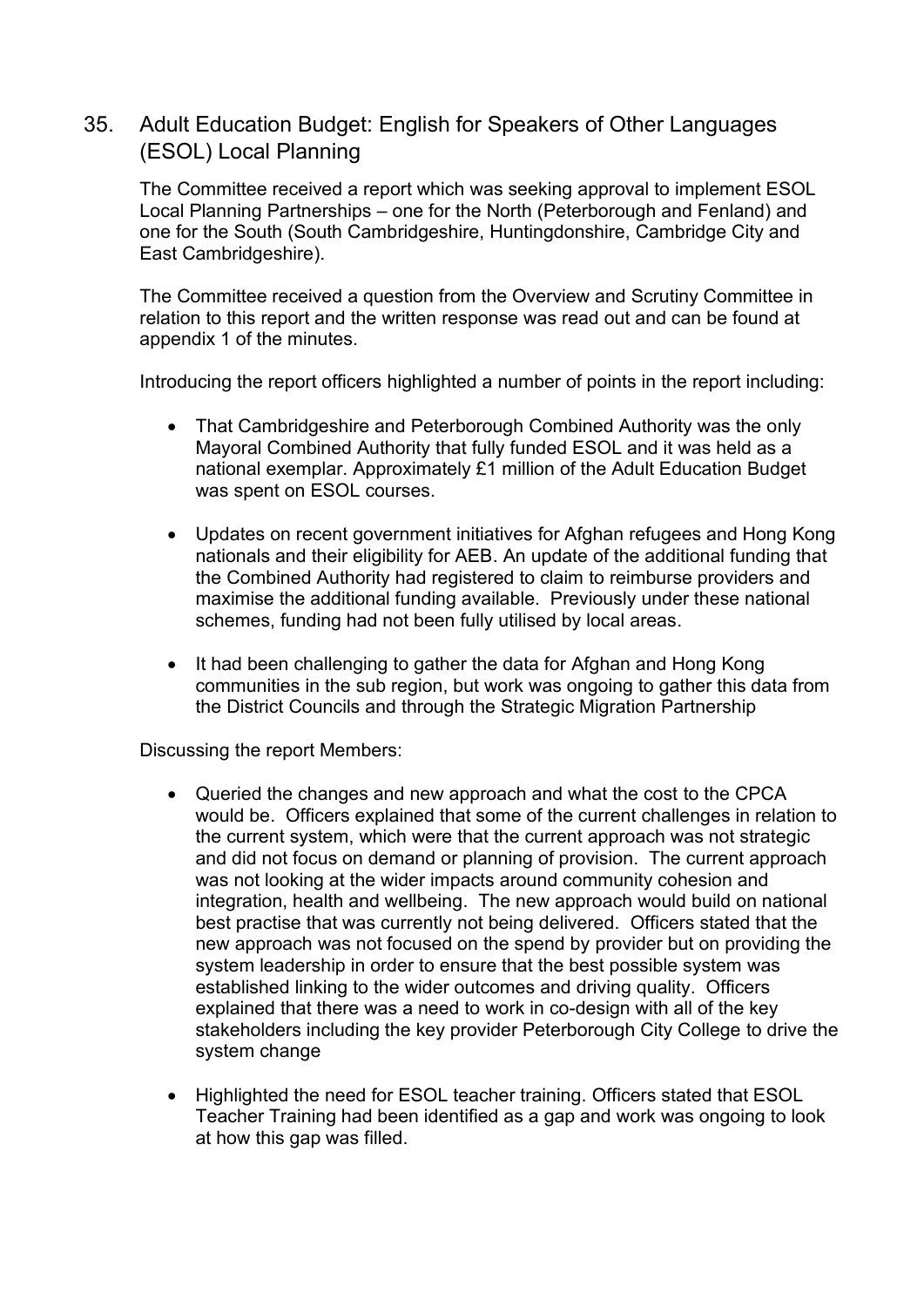## 35. Adult Education Budget: English for Speakers of Other Languages (ESOL) Local Planning

The Committee received a report which was seeking approval to implement ESOL Local Planning Partnerships – one for the North (Peterborough and Fenland) and one for the South (South Cambridgeshire, Huntingdonshire, Cambridge City and East Cambridgeshire).

The Committee received a question from the Overview and Scrutiny Committee in relation to this report and the written response was read out and can be found at appendix 1 of the minutes.

Introducing the report officers highlighted a number of points in the report including:

- That Cambridgeshire and Peterborough Combined Authority was the only Mayoral Combined Authority that fully funded ESOL and it was held as a national exemplar. Approximately £1 million of the Adult Education Budget was spent on ESOL courses.
- Updates on recent government initiatives for Afghan refugees and Hong Kong nationals and their eligibility for AEB. An update of the additional funding that the Combined Authority had registered to claim to reimburse providers and maximise the additional funding available. Previously under these national schemes, funding had not been fully utilised by local areas.
- It had been challenging to gather the data for Afghan and Hong Kong communities in the sub region, but work was ongoing to gather this data from the District Councils and through the Strategic Migration Partnership

Discussing the report Members:

- Queried the changes and new approach and what the cost to the CPCA would be. Officers explained that some of the current challenges in relation to the current system, which were that the current approach was not strategic and did not focus on demand or planning of provision. The current approach was not looking at the wider impacts around community cohesion and integration, health and wellbeing. The new approach would build on national best practise that was currently not being delivered. Officers stated that the new approach was not focused on the spend by provider but on providing the system leadership in order to ensure that the best possible system was established linking to the wider outcomes and driving quality. Officers explained that there was a need to work in co-design with all of the key stakeholders including the key provider Peterborough City College to drive the system change
- Highlighted the need for ESOL teacher training. Officers stated that ESOL Teacher Training had been identified as a gap and work was ongoing to look at how this gap was filled.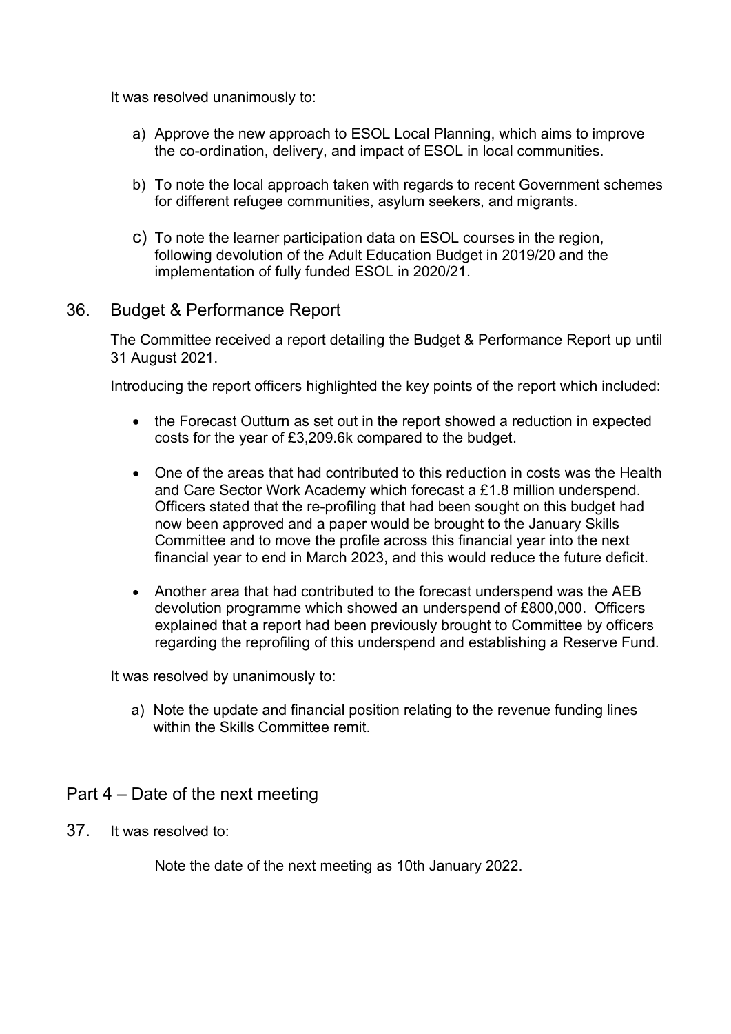It was resolved unanimously to:

a) Approve the new approach to ESOL Local Planning, which aims to improve the co-ordination, delivery, and impact of ESOL in local communities.

b) To note the local approach taken with regards to recent Government schemes for different refugee communities, asylum seekers, and migrants.

c) To note the learner participation data on ESOL courses in the region, following devolution of the Adult Education Budget in 2019/20 and the implementation of fully funded ESOL in 2020/21.

## 36. Budget & Performance Report

The Committee received a report detailing the Budget & Performance Report up until 31 August 2021.

Introducing the report officers highlighted the key points of the report which included:

- the Forecast Outturn as set out in the report showed a reduction in expected costs for the year of £3,209.6k compared to the budget.
- One of the areas that had contributed to this reduction in costs was the Health and Care Sector Work Academy which forecast a £1.8 million underspend. Officers stated that the re-profiling that had been sought on this budget had now been approved and a paper would be brought to the January Skills Committee and to move the profile across this financial year into the next financial year to end in March 2023, and this would reduce the future deficit.
- Another area that had contributed to the forecast underspend was the AEB devolution programme which showed an underspend of £800,000. Officers explained that a report had been previously brought to Committee by officers regarding the reprofiling of this underspend and establishing a Reserve Fund.

It was resolved by unanimously to:

a) Note the update and financial position relating to the revenue funding lines within the Skills Committee remit.

## Part 4 – Date of the next meeting

37. It was resolved to:

Note the date of the next meeting as 10th January 2022.